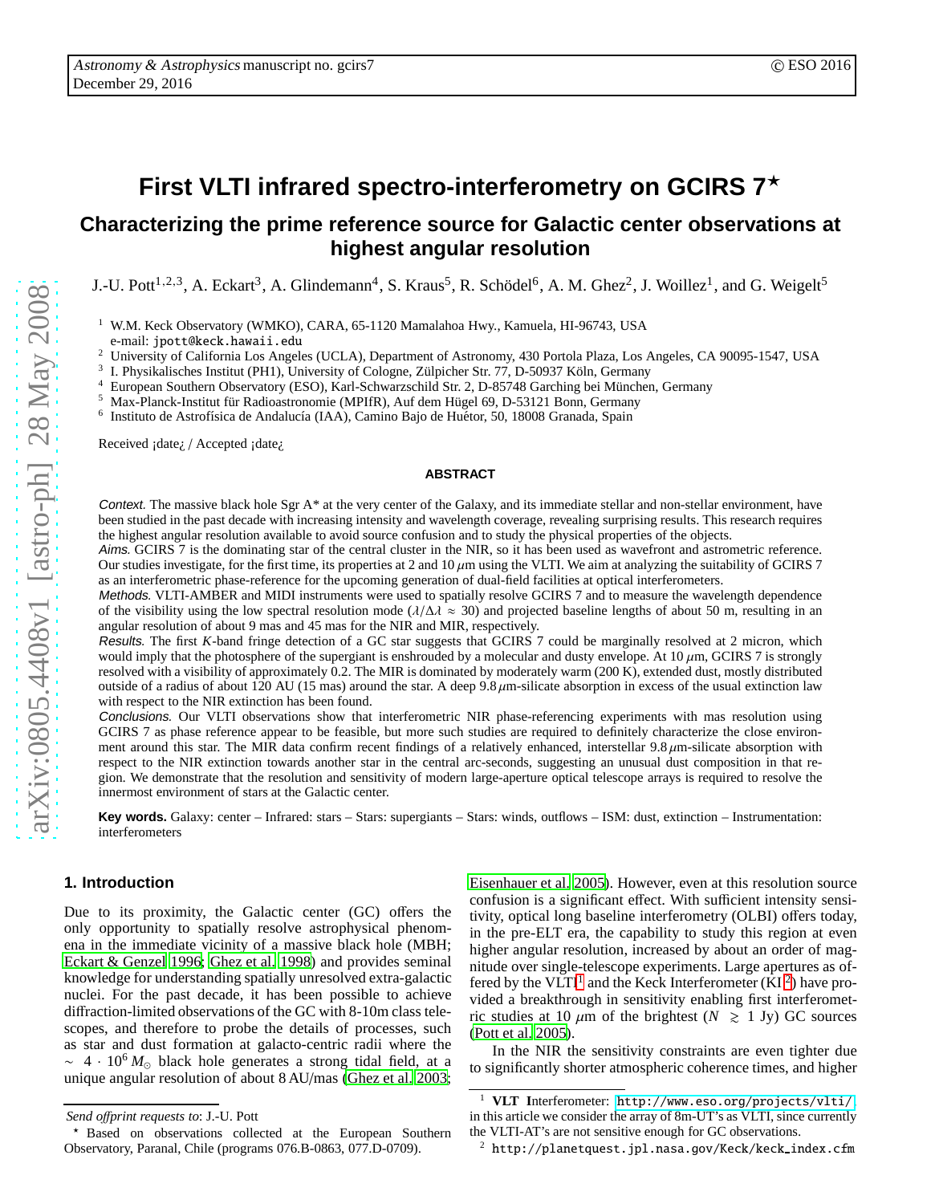# First VLTI infrared spectro-interferometry on GCIRS 7*

## Characterizing the prime reference source for Galactic center observations at highest angular resolution

J.-U. Pott[1,2,3], A. Eckart[3], A. Glindemann[4], S. Kraus[5], R. Schödel[6], A. M. Ghez[2], J. Woillez[1], and G. Weigelt[5]

[1] W.M. Keck Observatory (WMKO), CARA, 65-1120 Mamalahoa Hwy., Kamuela, HI-96743, USA
e-mail: jpott@keck.hawaii.edu
[2] University of California Los Angeles (UCLA), Department of Astronomy, 430 Portola Plaza, Los Angeles, CA 90095-1547, USA
[3] I. Physikalisches Institut (PH1), University of Cologne, Zülpicher Str. 77, D-50937 Köln, Germany
[4] European Southern Observatory (ESO), Karl-Schwarzschild Str. 2, D-85748 Garching bei München, Germany
[5] Max-Planck-Institut für Radioastronomie (MPIfR), Auf dem Hügel 69, D-53121 Bonn, Germany
[6] Instituto de Astrofísica de Andalucía (IAA), Camino Bajo de Huétor, 50, 18008 Granada, Spain

Received ¡date¿ / Accepted ¡date¿

### ABSTRACT

*Context.* The massive black hole Sgr A* at the very center of the Galaxy, and its immediate stellar and non-stellar environment, have been studied in the past decade with increasing intensity and wavelength coverage, revealing surprising results. This research requires the highest angular resolution available to avoid source confusion and to study the physical properties of the objects.

*Aims.* GCIRS 7 is the dominating star of the central cluster in the NIR, so it has been used as wavefront and astrometric reference. Our studies investigate, for the first time, its properties at 2 and 10 $\mu$m using the VLTI. We aim at analyzing the suitability of GCIRS 7 as an interferometric phase-reference for the upcoming generation of dual-field facilities at optical interferometers.

*Methods.* VLTI-AMBER and MIDI instruments were used to spatially resolve GCIRS 7 and to measure the wavelength dependence of the visibility using the low spectral resolution mode ($\lambda/\Delta\lambda \approx 30$) and projected baseline lengths of about 50 m, resulting in an angular resolution of about 9 mas and 45 mas for the NIR and MIR, respectively.

*Results.* The first *K*-band fringe detection of a GC star suggests that GCIRS 7 could be marginally resolved at 2 micron, which would imply that the photosphere of the supergiant is enshrouded by a molecular and dusty envelope. At 10 $\mu$m, GCIRS 7 is strongly resolved with a visibility of approximately 0.2. The MIR is dominated by moderately warm (200 K), extended dust, mostly distributed outside of a radius of about 120 AU (15 mas) around the star. A deep 9.8$\mu$m-silicate absorption in excess of the usual extinction law with respect to the NIR extinction has been found.

*Conclusions.* Our VLTI observations show that interferometric NIR phase-referencing experiments with mas resolution using GCIRS 7 as phase reference appear to be feasible, but more such studies are required to definitely characterize the close environment around this star. The MIR data confirm recent findings of a relatively enhanced, interstellar 9.8$\mu$m-silicate absorption with respect to the NIR extinction towards another star in the central arc-seconds, suggesting an unusual dust composition in that region. We demonstrate that the resolution and sensitivity of modern large-aperture optical telescope arrays is required to resolve the innermost environment of stars at the Galactic center.

**Key words.** Galaxy: center – Infrared: stars – Stars: supergiants – Stars: winds, outflows – ISM: dust, extinction – Instrumentation: interferometers

## 1. Introduction

Due to its proximity, the Galactic center (GC) offers the only opportunity to spatially resolve astrophysical phenomena in the immediate vicinity of a massive black hole (MBH; Eckart & Genzel 1996; Ghez et al. 1998) and provides seminal knowledge for understanding spatially unresolved extra-galactic nuclei. For the past decade, it has been possible to achieve diffraction-limited observations of the GC with 8-10m class telescopes, and therefore to probe the details of processes, such as star and dust formation at galacto-centric radii where the $\sim 4 \cdot 10^6 M_\odot$ black hole generates a strong tidal field, at a unique angular resolution of about 8 AU/mas (Ghez et al. 2003; Eisenhauer et al. 2005). However, even at this resolution source confusion is a significant effect. With sufficient intensity sensitivity, optical long baseline interferometry (OLBI) offers today, in the pre-ELT era, the capability to study this region at even higher angular resolution, increased by about an order of magnitude over single-telescope experiments. Large apertures as offered by the VLTI[1] and the Keck Interferometer (KI[2]) have provided a breakthrough in sensitivity enabling first interferometric studies at 10 $\mu$m of the brightest ($N \gtrsim 1$ Jy) GC sources (Pott et al. 2005).

In the NIR the sensitivity constraints are even tighter due to significantly shorter atmospheric coherence times, and higher

---

*Send offprint requests to*: J.-U. Pott

* Based on observations collected at the European Southern Observatory, Paranal, Chile (programs 076.B-0863, 077.D-0709).

[1] **VLT I**nterferometer: http://www.eso.org/projects/vlti/, in this article we consider the array of 8m-UT's as VLTI, since currently the VLTI-AT's are not sensitive enough for GC observations.

[2] http://planetquest.jpl.nasa.gov/Keck/keck_index.cfm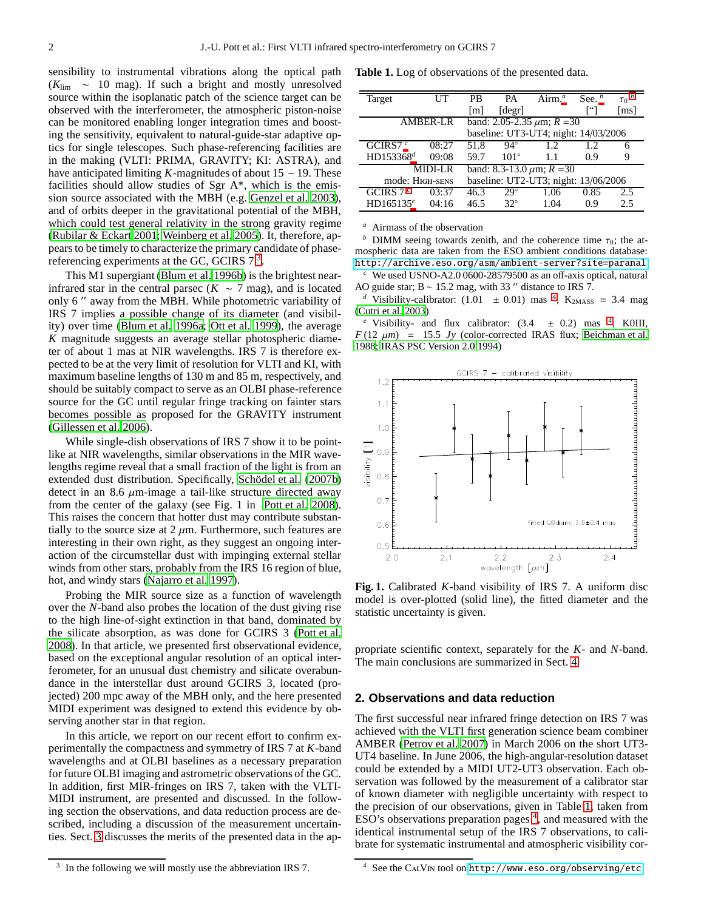sensibility to instrumental vibrations along the optical path ($K_{\rm lim} \sim 10$ mag). If such a bright and mostly unresolved source within the isoplanatic patch of the science target can be observed with the interferometer, the atmospheric piston-noise can be monitored enabling longer integration times and boosting the sensitivity, equivalent to natural-guide-star adaptive optics for single telescopes. Such phase-referencing facilities are in the making (VLTI: PRIMA, GRAVITY; KI: ASTRA), and have anticipated limiting $K$-magnitudes of about $15-19$. These facilities should allow studies of Sgr A*, which is the emission source associated with the MBH (e.g. Genzel et al. 2003), and of orbits deeper in the gravitational potential of the MBH, which could test general relativity in the strong gravity regime (Rubilar & Eckart 2001; Weinberg et al. 2005). It, therefore, appears to be timely to characterize the primary candidate of phase-referencing experiments at the GC, GCIRS 7[3].

This M1 supergiant (Blum et al. 1996b) is the brightest near-infrared star in the central parsec ($K \sim 7$ mag), and is located only 6″ away from the MBH. While photometric variability of IRS 7 implies a possible change of its diameter (and visibility) over time (Blum et al. 1996a; Ott et al. 1999), the average $K$ magnitude suggests an average stellar photospheric diameter of about 1 mas at NIR wavelengths. IRS 7 is therefore expected to be at the very limit of resolution for VLTI and KI, with maximum baseline lengths of 130 m and 85 m, respectively, and should be suitably compact to serve as an OLBI phase-reference source for the GC until regular fringe tracking on fainter stars becomes possible as proposed for the GRAVITY instrument (Gillessen et al. 2006).

While single-dish observations of IRS 7 show it to be point-like at NIR wavelengths, similar observations in the MIR wavelengths regime reveal that a small fraction of the light is from an extended dust distribution. Specifically, Schödel et al. (2007b) detect in an 8.6 $\mu$m-image a tail-like structure directed away from the center of the galaxy (see Fig. 1 in Pott et al. 2008). This raises the concern that hotter dust may contribute substantially to the source size at 2 $\mu$m. Furthermore, such features are interesting in their own right, as they suggest an ongoing interaction of the circumstellar dust with impinging external stellar winds from other stars, probably from the IRS 16 region of blue, hot, and windy stars (Najarro et al. 1997).

Probing the MIR source size as a function of wavelength over the $N$-band also probes the location of the dust giving rise to the high line-of-sight extinction in that band, dominated by the silicate absorption, as was done for GCIRS 3 (Pott et al. 2008). In that article, we presented first observational evidence, based on the exceptional angular resolution of an optical interferometer, for an unusual dust chemistry and silicate overabundance in the interstellar dust around GCIRS 3, located (projected) 200 mpc away of the MBH only, and the here presented MIDI experiment was designed to extend this evidence by observing another star in that region.

In this article, we report on our recent effort to confirm experimentally the compactness and symmetry of IRS 7 at $K$-band wavelengths and at OLBI baselines as a necessary preparation for future OLBI imaging and astrometric observations of the GC. In addition, first MIR-fringes on IRS 7, taken with the VLTI-MIDI instrument, are presented and discussed. In the following section the observations, and data reduction process are described, including a discussion of the measurement uncertainties. Sect. 3 discusses the merits of the presented data in the appropriate scientific context, separately for the $K$- and $N$-band. The main conclusions are summarized in Sect. 4.

[3] In the following we will mostly use the abbreviation IRS 7.

**Table 1.** Log of observations of the presented data.

| Target | UT | PB [m] | PA [degr] | Airm.[a] | See.[b] ["] | $\tau_0$[b] [ms] |
|---|---|---|---|---|---|---|
| AMBER-LR | | band: 2.05-2.35 $\mu$m; $R$ = 30; baseline: UT3-UT4; night: 14/03/2006 | | | | |
| GCIRS7[c] | 08:27 | 51.8 | 94° | 1.2 | 1.2 | 6 |
| HD153368[d] | 09:08 | 59.7 | 101° | 1.1 | 0.9 | 9 |
| MIDI-LR mode: HIGH-SENS | | band: 8.3-13.0 $\mu$m; $R$ = 30; baseline: UT2-UT3; night: 13/06/2006 | | | | |
| GCIRS 7[c] | 03:37 | 46.3 | 29° | 1.06 | 0.85 | 2.5 |
| HD165135[e] | 04:16 | 46.5 | 32° | 1.04 | 0.9 | 2.5 |

[a] Airmass of the observation
[b] DIMM seeing towards zenith, and the coherence time $\tau_0$; the atmospheric data are taken from the ESO ambient conditions database: http://archive.eso.org/asm/ambient-server?site=paranal
[c] We used USNO-A2.0 0600-28579500 as an off-axis optical, natural AO guide star; B ~ 15.2 mag, with 33″ distance to IRS 7.
[d] Visibility-calibrator: (1.01 ± 0.01) mas[4], $K_{\rm 2MASS}$ = 3.4 mag (Cutri et al. 2003)
[e] Visibility- and flux calibrator: (3.4 ± 0.2) mas[4], K0III, $F$(12 $\mu$m) = 15.5 $Jy$ (color-corrected IRAS flux; Beichman et al. 1988; IRAS PSC Version 2.0 1994)

**Fig. 1.** Calibrated $K$-band visibility of IRS 7. A uniform disc model is over-plotted (solid line), the fitted diameter and the statistic uncertainty is given.

## 2. Observations and data reduction

The first successful near infrared fringe detection on IRS 7 was achieved with the VLTI first generation science beam combiner AMBER (Petrov et al. 2007) in March 2006 on the short UT3-UT4 baseline. In June 2006, the high-angular-resolution dataset could be extended by a MIDI UT2-UT3 observation. Each observation was followed by the measurement of a calibrator star of known diameter with negligible uncertainty with respect to the precision of our observations, given in Table 1, taken from ESO's observations preparation pages[4], and measured with the identical instrumental setup of the IRS 7 observations, to calibrate for systematic instrumental and atmospheric visibility cor-

[4] See the CalVin tool on http://www.eso.org/observing/etc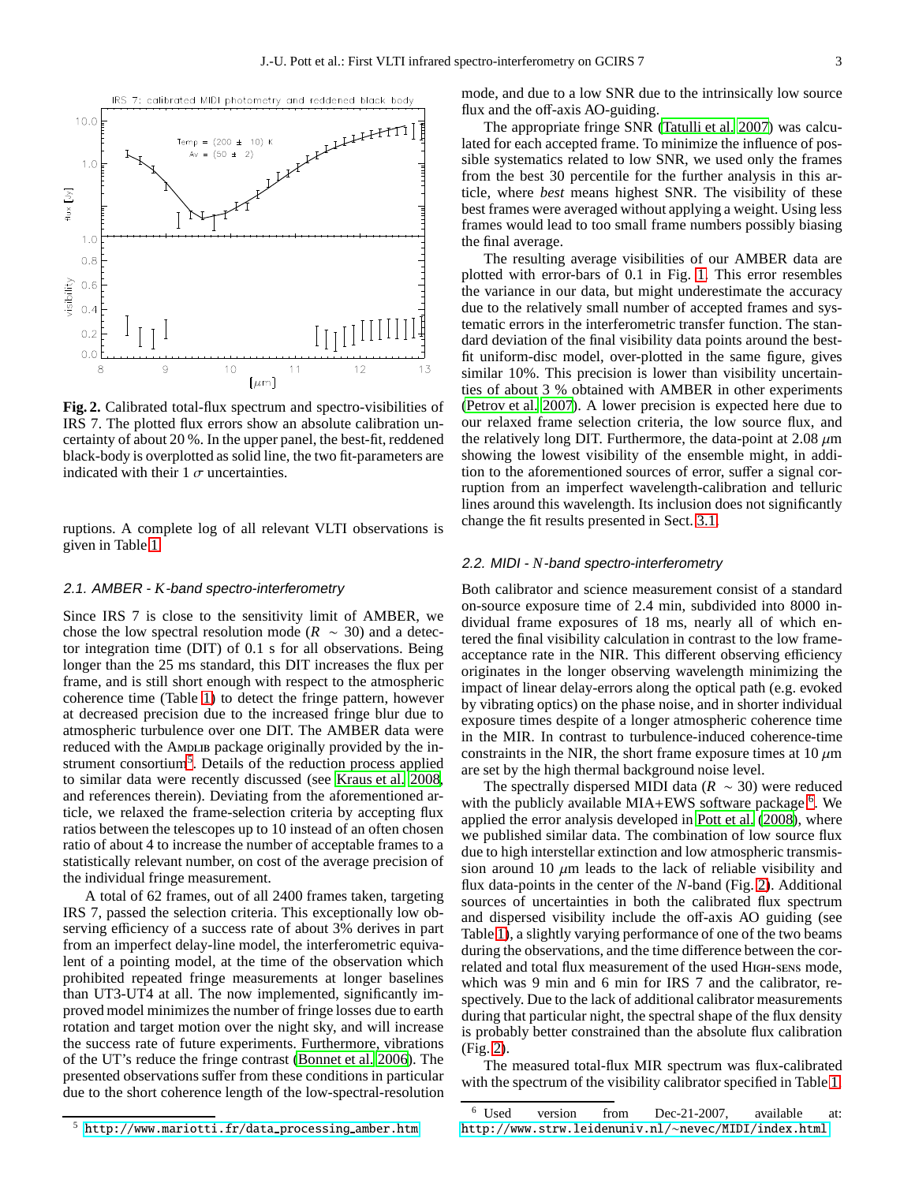**Fig. 2.** Calibrated total-flux spectrum and spectro-visibilities of IRS 7. The plotted flux errors show an absolute calibration uncertainty of about 20 %. In the upper panel, the best-fit, reddened black-body is overplotted as solid line, the two fit-parameters are indicated with their 1 $\sigma$ uncertainties.

ruptions. A complete log of all relevant VLTI observations is given in Table 1.

### 2.1. AMBER - *K*-band spectro-interferometry

Since IRS 7 is close to the sensitivity limit of AMBER, we chose the low spectral resolution mode ($R \sim 30$) and a detector integration time (DIT) of 0.1 s for all observations. Being longer than the 25 ms standard, this DIT increases the flux per frame, and is still short enough with respect to the atmospheric coherence time (Table 1) to detect the fringe pattern, however at decreased precision due to the increased fringe blur due to atmospheric turbulence over one DIT. The AMBER data were reduced with the Amdlib package originally provided by the instrument consortium[5]. Details of the reduction process applied to similar data were recently discussed (see Kraus et al. 2008, and references therein). Deviating from the aforementioned article, we relaxed the frame-selection criteria by accepting flux ratios between the telescopes up to 10 instead of an often chosen ratio of about 4 to increase the number of acceptable frames to a statistically relevant number, on cost of the average precision of the individual fringe measurement.

A total of 62 frames, out of all 2400 frames taken, targeting IRS 7, passed the selection criteria. This exceptionally low observing efficiency of a success rate of about 3% derives in part from an imperfect delay-line model, the interferometric equivalent of a pointing model, at the time of the observation which prohibited repeated fringe measurements at longer baselines than UT3-UT4 at all. The now implemented, significantly improved model minimizes the number of fringe losses due to earth rotation and target motion over the night sky, and will increase the success rate of future experiments. Furthermore, vibrations of the UT's reduce the fringe contrast (Bonnet et al. 2006). The presented observations suffer from these conditions in particular due to the short coherence length of the low-spectral-resolution mode, and due to a low SNR due to the intrinsically low source flux and the off-axis AO-guiding.

The appropriate fringe SNR (Tatulli et al. 2007) was calculated for each accepted frame. To minimize the influence of possible systematics related to low SNR, we used only the frames from the best 30 percentile for the further analysis in this article, where *best* means highest SNR. The visibility of these best frames were averaged without applying a weight. Using less frames would lead to too small frame numbers possibly biasing the final average.

The resulting average visibilities of our AMBER data are plotted with error-bars of 0.1 in Fig. 1. This error resembles the variance in our data, but might underestimate the accuracy due to the relatively small number of accepted frames and systematic errors in the interferometric transfer function. The standard deviation of the final visibility data points around the best-fit uniform-disc model, over-plotted in the same figure, gives similar 10%. This precision is lower than visibility uncertainties of about 3 % obtained with AMBER in other experiments (Petrov et al. 2007). A lower precision is expected here due to our relaxed frame selection criteria, the low source flux, and the relatively long DIT. Furthermore, the data-point at 2.08 $\mu$m showing the lowest visibility of the ensemble might, in addition to the aforementioned sources of error, suffer a signal corruption from an imperfect wavelength-calibration and telluric lines around this wavelength. Its inclusion does not significantly change the fit results presented in Sect. 3.1.

### 2.2. MIDI - *N*-band spectro-interferometry

Both calibrator and science measurement consist of a standard on-source exposure time of 2.4 min, subdivided into 8000 individual frame exposures of 18 ms, nearly all of which entered the final visibility calculation in contrast to the low frame-acceptance rate in the NIR. This different observing efficiency originates in the longer observing wavelength minimizing the impact of linear delay-errors along the optical path (e.g. evoked by vibrating optics) on the phase noise, and in shorter individual exposure times despite of a longer atmospheric coherence time in the MIR. In contrast to turbulence-induced coherence-time constraints in the NIR, the short frame exposure times at 10 $\mu$m are set by the high thermal background noise level.

The spectrally dispersed MIDI data ($R \sim 30$) were reduced with the publicly available MIA+EWS software package[6]. We applied the error analysis developed in Pott et al. (2008), where we published similar data. The combination of low source flux due to high interstellar extinction and low atmospheric transmission around 10 $\mu$m leads to the lack of reliable visibility and flux data-points in the center of the *N*-band (Fig. 2). Additional sources of uncertainties in both the calibrated flux spectrum and dispersed visibility include the off-axis AO guiding (see Table 1), a slightly varying performance of one of the two beams during the observations, and the time difference between the correlated and total flux measurement of the used High-sens mode, which was 9 min and 6 min for IRS 7 and the calibrator, respectively. Due to the lack of additional calibrator measurements during that particular night, the spectral shape of the flux density is probably better constrained than the absolute flux calibration (Fig. 2).

The measured total-flux MIR spectrum was flux-calibrated with the spectrum of the visibility calibrator specified in Table 1.

[5] http://www.mariotti.fr/data_processing_amber.htm

[6] Used version from Dec-21-2007, available at: http://www.strw.leidenuniv.nl/~nevec/MIDI/index.html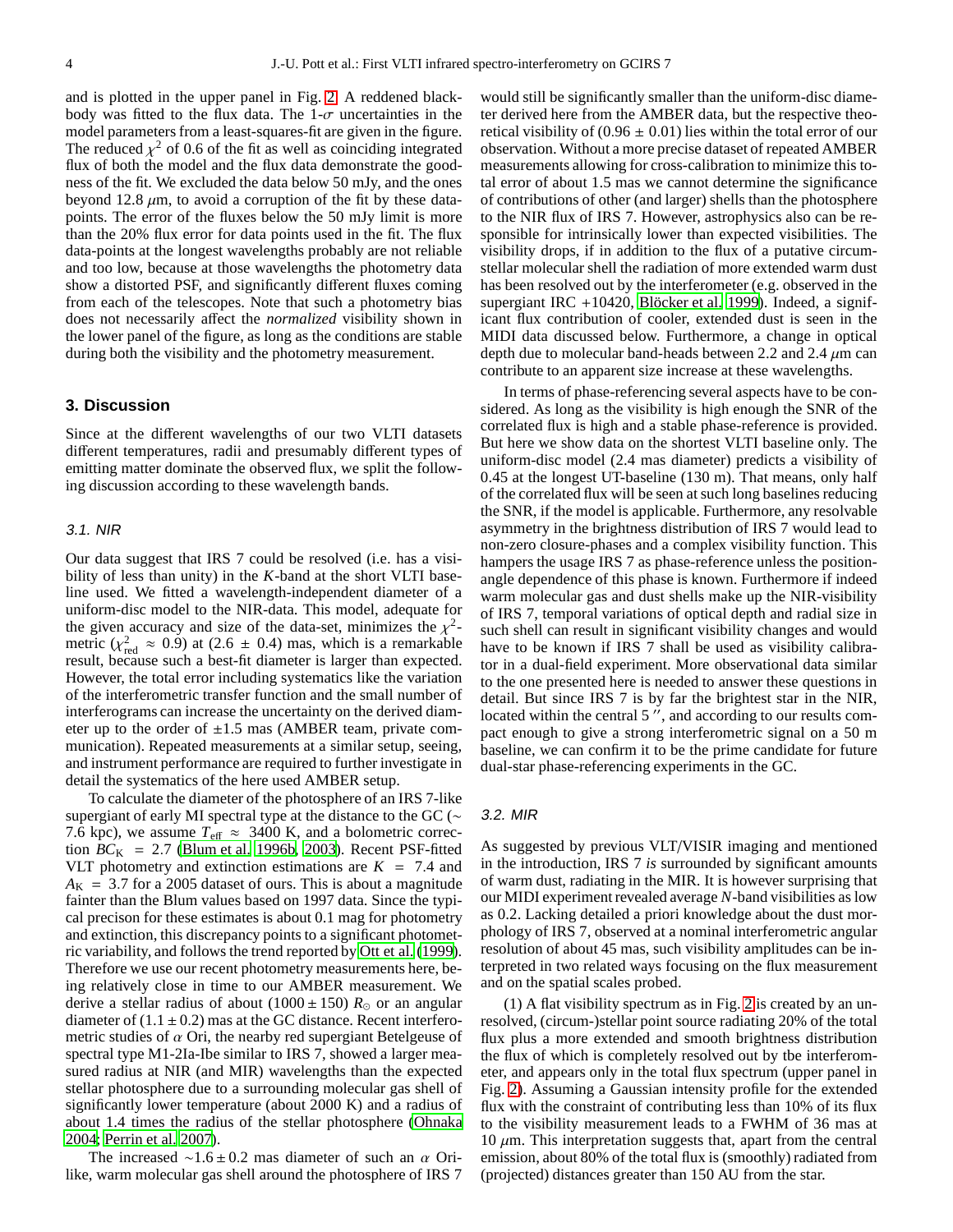and is plotted in the upper panel in Fig. 2. A reddened blackbody was fitted to the flux data. The 1-$\sigma$ uncertainties in the model parameters from a least-squares-fit are given in the figure. The reduced $\chi^2$ of 0.6 of the fit as well as coinciding integrated flux of both the model and the flux data demonstrate the goodness of the fit. We excluded the data below 50 mJy, and the ones beyond 12.8 $\mu$m, to avoid a corruption of the fit by these datapoints. The error of the fluxes below the 50 mJy limit is more than the 20% flux error for data points used in the fit. The flux data-points at the longest wavelengths probably are not reliable and too low, because at those wavelengths the photometry data show a distorted PSF, and significantly different fluxes coming from each of the telescopes. Note that such a photometry bias does not necessarily affect the *normalized* visibility shown in the lower panel of the figure, as long as the conditions are stable during both the visibility and the photometry measurement.

## 3. Discussion

Since at the different wavelengths of our two VLTI datasets different temperatures, radii and presumably different types of emitting matter dominate the observed flux, we split the following discussion according to these wavelength bands.

### 3.1. NIR

Our data suggest that IRS 7 could be resolved (i.e. has a visibility of less than unity) in the *K*-band at the short VLTI baseline used. We fitted a wavelength-independent diameter of a uniform-disc model to the NIR-data. This model, adequate for the given accuracy and size of the data-set, minimizes the $\chi^2$-metric ($\chi^2_{\rm red} \approx 0.9$) at (2.6 $\pm$ 0.4) mas, which is a remarkable result, because such a best-fit diameter is larger than expected. However, the total error including systematics like the variation of the interferometric transfer function and the small number of interferograms can increase the uncertainty on the derived diameter up to the order of $\pm$1.5 mas (AMBER team, private communication). Repeated measurements at a similar setup, seeing, and instrument performance are required to further investigate in detail the systematics of the here used AMBER setup.

To calculate the diameter of the photosphere of an IRS 7-like supergiant of early MI spectral type at the distance to the GC ($\sim$ 7.6 kpc), we assume $T_{\rm eff} \approx 3400$ K, and a bolometric correction $BC_{\rm K} = 2.7$ (Blum et al. 1996b, 2003). Recent PSF-fitted VLT photometry and extinction estimations are $K = 7.4$ and $A_{\rm K} = 3.7$ for a 2005 dataset of ours. This is about a magnitude fainter than the Blum values based on 1997 data. Since the typical precison for these estimates is about 0.1 mag for photometry and extinction, this discrepancy points to a significant photometric variability, and follows the trend reported by Ott et al. (1999). Therefore we use our recent photometry measurements here, being relatively close in time to our AMBER measurement. We derive a stellar radius of about $(1000 \pm 150)\ R_{\odot}$ or an angular diameter of $(1.1 \pm 0.2)$ mas at the GC distance. Recent interferometric studies of $\alpha$ Ori, the nearby red supergiant Betelgeuse of spectral type M1-2Ia-Ibe similar to IRS 7, showed a larger measured radius at NIR (and MIR) wavelengths than the expected stellar photosphere due to a surrounding molecular gas shell of significantly lower temperature (about 2000 K) and a radius of about 1.4 times the radius of the stellar photosphere (Ohnaka 2004; Perrin et al. 2007).

The increased $\sim 1.6 \pm 0.2$ mas diameter of such an $\alpha$ Ori-like, warm molecular gas shell around the photosphere of IRS 7 would still be significantly smaller than the uniform-disc diameter derived here from the AMBER data, but the respective theoretical visibility of (0.96 $\pm$ 0.01) lies within the total error of our observation. Without a more precise dataset of repeated AMBER measurements allowing for cross-calibration to minimize this total error of about 1.5 mas we cannot determine the significance of contributions of other (and larger) shells than the photosphere to the NIR flux of IRS 7. However, astrophysics also can be responsible for intrinsically lower than expected visibilities. The visibility drops, if in addition to the flux of a putative circumstellar molecular shell the radiation of more extended warm dust has been resolved out by the interferometer (e.g. observed in the supergiant IRC +10420, Blöcker et al. 1999). Indeed, a significant flux contribution of cooler, extended dust is seen in the MIDI data discussed below. Furthermore, a change in optical depth due to molecular band-heads between 2.2 and 2.4 $\mu$m can contribute to an apparent size increase at these wavelengths.

In terms of phase-referencing several aspects have to be considered. As long as the visibility is high enough the SNR of the correlated flux is high and a stable phase-reference is provided. But here we show data on the shortest VLTI baseline only. The uniform-disc model (2.4 mas diameter) predicts a visibility of 0.45 at the longest UT-baseline (130 m). That means, only half of the correlated flux will be seen at such long baselines reducing the SNR, if the model is applicable. Furthermore, any resolvable asymmetry in the brightness distribution of IRS 7 would lead to non-zero closure-phases and a complex visibility function. This hampers the usage IRS 7 as phase-reference unless the position-angle dependence of this phase is known. Furthermore if indeed warm molecular gas and dust shells make up the NIR-visibility of IRS 7, temporal variations of optical depth and radial size in such shell can result in significant visibility changes and would have to be known if IRS 7 shall be used as visibility calibrator in a dual-field experiment. More observational data similar to the one presented here is needed to answer these questions in detail. But since IRS 7 is by far the brightest star in the NIR, located within the central 5 $''$, and according to our results compact enough to give a strong interferometric signal on a 50 m baseline, we can confirm it to be the prime candidate for future dual-star phase-referencing experiments in the GC.

### 3.2. MIR

As suggested by previous VLT/VISIR imaging and mentioned in the introduction, IRS 7 *is* surrounded by significant amounts of warm dust, radiating in the MIR. It is however surprising that our MIDI experiment revealed average *N*-band visibilities as low as 0.2. Lacking detailed a priori knowledge about the dust morphology of IRS 7, observed at a nominal interferometric angular resolution of about 45 mas, such visibility amplitudes can be interpreted in two related ways focusing on the flux measurement and on the spatial scales probed.

(1) A flat visibility spectrum as in Fig. 2 is created by an unresolved, (circum-)stellar point source radiating 20% of the total flux plus a more extended and smooth brightness distribution the flux of which is completely resolved out by tbe interferometer, and appears only in the total flux spectrum (upper panel in Fig. 2). Assuming a Gaussian intensity profile for the extended flux with the constraint of contributing less than 10% of its flux to the visibility measurement leads to a FWHM of 36 mas at 10 $\mu$m. This interpretation suggests that, apart from the central emission, about 80% of the total flux is (smoothly) radiated from (projected) distances greater than 150 AU from the star.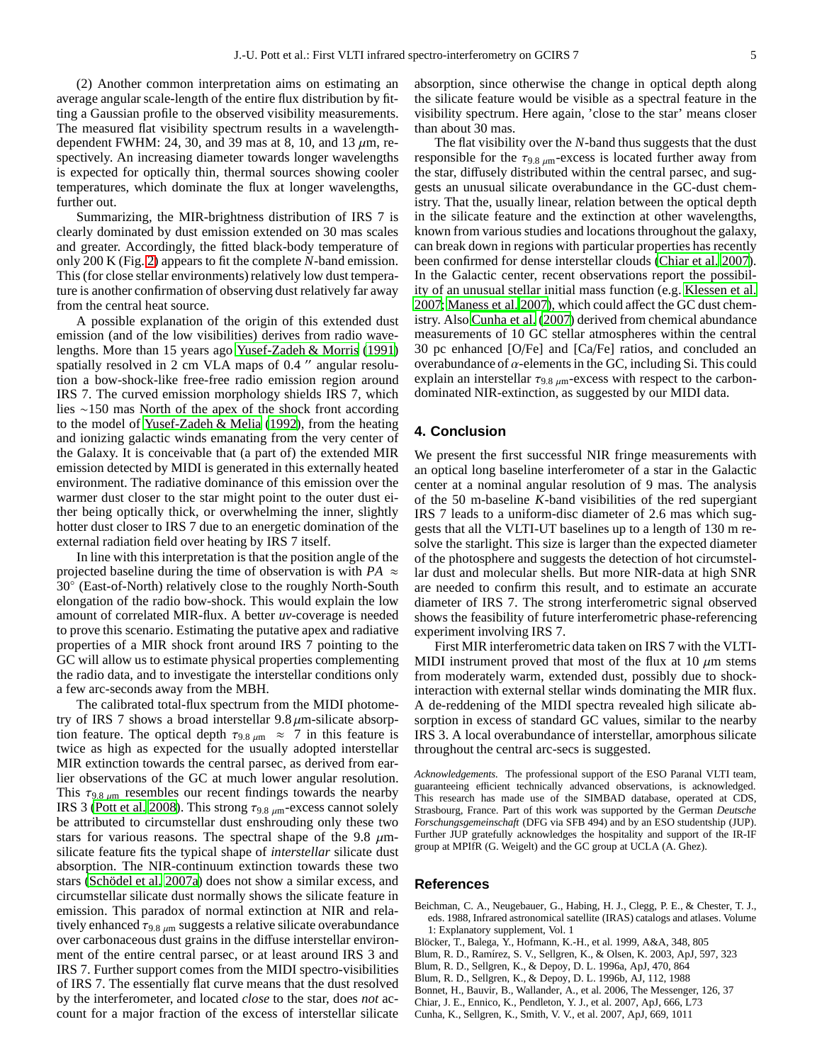(2) Another common interpretation aims on estimating an average angular scale-length of the entire flux distribution by fitting a Gaussian profile to the observed visibility measurements. The measured flat visibility spectrum results in a wavelength-dependent FWHM: 24, 30, and 39 mas at 8, 10, and 13 $\mu$m, respectively. An increasing diameter towards longer wavelengths is expected for optically thin, thermal sources showing cooler temperatures, which dominate the flux at longer wavelengths, further out.

Summarizing, the MIR-brightness distribution of IRS 7 is clearly dominated by dust emission extended on 30 mas scales and greater. Accordingly, the fitted black-body temperature of only 200 K (Fig. 2) appears to fit the complete *N*-band emission. This (for close stellar environments) relatively low dust temperature is another confirmation of observing dust relatively far away from the central heat source.

A possible explanation of the origin of this extended dust emission (and of the low visibilities) derives from radio wavelengths. More than 15 years ago Yusef-Zadeh & Morris (1991) spatially resolved in 2 cm VLA maps of 0.4 $''$ angular resolution a bow-shock-like free-free radio emission region around IRS 7. The curved emission morphology shields IRS 7, which lies $\sim$150 mas North of the apex of the shock front according to the model of Yusef-Zadeh & Melia (1992), from the heating and ionizing galactic winds emanating from the very center of the Galaxy. It is conceivable that (a part of) the extended MIR emission detected by MIDI is generated in this externally heated environment. The radiative dominance of this emission over the warmer dust closer to the star might point to the outer dust either being optically thick, or overwhelming the inner, slightly hotter dust closer to IRS 7 due to an energetic domination of the external radiation field over heating by IRS 7 itself.

In line with this interpretation is that the position angle of the projected baseline during the time of observation is with $PA \approx 30^\circ$ (East-of-North) relatively close to the roughly North-South elongation of the radio bow-shock. This would explain the low amount of correlated MIR-flux. A better *uv*-coverage is needed to prove this scenario. Estimating the putative apex and radiative properties of a MIR shock front around IRS 7 pointing to the GC will allow us to estimate physical properties complementing the radio data, and to investigate the interstellar conditions only a few arc-seconds away from the MBH.

The calibrated total-flux spectrum from the MIDI photometry of IRS 7 shows a broad interstellar 9.8 $\mu$m-silicate absorption feature. The optical depth $\tau_{9.8\,\mu\mathrm{m}} \approx 7$ in this feature is twice as high as expected for the usually adopted interstellar MIR extinction towards the central parsec, as derived from earlier observations of the GC at much lower angular resolution. This $\tau_{9.8\,\mu\mathrm{m}}$ resembles our recent findings towards the nearby IRS 3 (Pott et al. 2008). This strong $\tau_{9.8\,\mu\mathrm{m}}$-excess cannot solely be attributed to circumstellar dust enshrouding only these two stars for various reasons. The spectral shape of the 9.8 $\mu$m-silicate feature fits the typical shape of *interstellar* silicate dust absorption. The NIR-continuum extinction towards these two stars (Schödel et al. 2007a) does not show a similar excess, and circumstellar silicate dust normally shows the silicate feature in emission. This paradox of normal extinction at NIR and relatively enhanced $\tau_{9.8\,\mu\mathrm{m}}$ suggests a relative silicate overabundance over carbonaceous dust grains in the diffuse interstellar environment of the entire central parsec, or at least around IRS 3 and IRS 7. Further support comes from the MIDI spectro-visibilities of IRS 7. The essentially flat curve means that the dust resolved by the interferometer, and located *close* to the star, does *not* account for a major fraction of the excess of interstellar silicate absorption, since otherwise the change in optical depth along the silicate feature would be visible as a spectral feature in the visibility spectrum. Here again, 'close to the star' means closer than about 30 mas.

The flat visibility over the *N*-band thus suggests that the dust responsible for the $\tau_{9.8\,\mu\mathrm{m}}$-excess is located further away from the star, diffusely distributed within the central parsec, and suggests an unusual silicate overabundance in the GC-dust chemistry. That the, usually linear, relation between the optical depth in the silicate feature and the extinction at other wavelengths, known from various studies and locations throughout the galaxy, can break down in regions with particular properties has recently been confirmed for dense interstellar clouds (Chiar et al. 2007). In the Galactic center, recent observations report the possibility of an unusual stellar initial mass function (e.g. Klessen et al. 2007; Maness et al. 2007), which could affect the GC dust chemistry. Also Cunha et al. (2007) derived from chemical abundance measurements of 10 GC stellar atmospheres within the central 30 pc enhanced [O/Fe] and [Ca/Fe] ratios, and concluded an overabundance of $\alpha$-elements in the GC, including Si. This could explain an interstellar $\tau_{9.8\,\mu\mathrm{m}}$-excess with respect to the carbon-dominated NIR-extinction, as suggested by our MIDI data.

## 4. Conclusion

We present the first successful NIR fringe measurements with an optical long baseline interferometer of a star in the Galactic center at a nominal angular resolution of 9 mas. The analysis of the 50 m-baseline *K*-band visibilities of the red supergiant IRS 7 leads to a uniform-disc diameter of 2.6 mas which suggests that all the VLTI-UT baselines up to a length of 130 m resolve the starlight. This size is larger than the expected diameter of the photosphere and suggests the detection of hot circumstellar dust and molecular shells. But more NIR-data at high SNR are needed to confirm this result, and to estimate an accurate diameter of IRS 7. The strong interferometric signal observed shows the feasibility of future interferometric phase-referencing experiment involving IRS 7.

First MIR interferometric data taken on IRS 7 with the VLTI-MIDI instrument proved that most of the flux at 10 $\mu$m stems from moderately warm, extended dust, possibly due to shock-interaction with external stellar winds dominating the MIR flux. A de-reddening of the MIDI spectra revealed high silicate absorption in excess of standard GC values, similar to the nearby IRS 3. A local overabundance of interstellar, amorphous silicate throughout the central arc-secs is suggested.

*Acknowledgements.* The professional support of the ESO Paranal VLTI team, guaranteeing efficient technically advanced observations, is acknowledged. This research has made use of the SIMBAD database, operated at CDS, Strasbourg, France. Part of this work was supported by the German *Deutsche Forschungsgemeinschaft* (DFG via SFB 494) and by an ESO studentship (JUP). Further JUP gratefully acknowledges the hospitality and support of the IR-IF group at MPIfR (G. Weigelt) and the GC group at UCLA (A. Ghez).

## References

Beichman, C. A., Neugebauer, G., Habing, H. J., Clegg, P. E., & Chester, T. J., eds. 1988, Infrared astronomical satellite (IRAS) catalogs and atlases. Volume 1: Explanatory supplement, Vol. 1

Blöcker, T., Balega, Y., Hofmann, K.-H., et al. 1999, A&A, 348, 805

Blum, R. D., Ramírez, S. V., Sellgren, K., & Olsen, K. 2003, ApJ, 597, 323

Blum, R. D., Sellgren, K., & Depoy, D. L. 1996a, ApJ, 470, 864

Blum, R. D., Sellgren, K., & Depoy, D. L. 1996b, AJ, 112, 1988

Bonnet, H., Bauvir, B., Wallander, A., et al. 2006, The Messenger, 126, 37

Chiar, J. E., Ennico, K., Pendleton, Y. J., et al. 2007, ApJ, 666, L73

Cunha, K., Sellgren, K., Smith, V. V., et al. 2007, ApJ, 669, 1011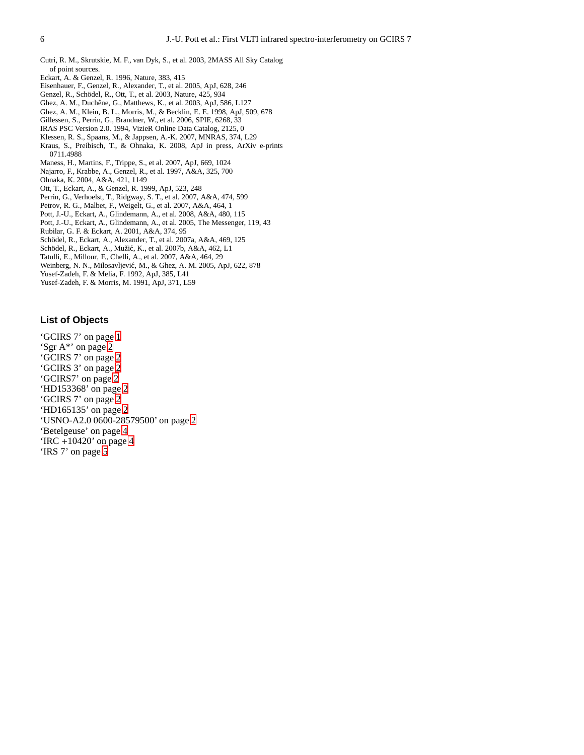Cutri, R. M., Skrutskie, M. F., van Dyk, S., et al. 2003, 2MASS All Sky Catalog of point sources.
Eckart, A. & Genzel, R. 1996, Nature, 383, 415
Eisenhauer, F., Genzel, R., Alexander, T., et al. 2005, ApJ, 628, 246
Genzel, R., Schödel, R., Ott, T., et al. 2003, Nature, 425, 934
Ghez, A. M., Duchêne, G., Matthews, K., et al. 2003, ApJ, 586, L127
Ghez, A. M., Klein, B. L., Morris, M., & Becklin, E. E. 1998, ApJ, 509, 678
Gillessen, S., Perrin, G., Brandner, W., et al. 2006, SPIE, 6268, 33
IRAS PSC Version 2.0. 1994, VizieR Online Data Catalog, 2125, 0
Klessen, R. S., Spaans, M., & Jappsen, A.-K. 2007, MNRAS, 374, L29
Kraus, S., Preibisch, T., & Ohnaka, K. 2008, ApJ in press, ArXiv e-prints 0711.4988
Maness, H., Martins, F., Trippe, S., et al. 2007, ApJ, 669, 1024
Najarro, F., Krabbe, A., Genzel, R., et al. 1997, A&A, 325, 700
Ohnaka, K. 2004, A&A, 421, 1149
Ott, T., Eckart, A., & Genzel, R. 1999, ApJ, 523, 248
Perrin, G., Verhoelst, T., Ridgway, S. T., et al. 2007, A&A, 474, 599
Petrov, R. G., Malbet, F., Weigelt, G., et al. 2007, A&A, 464, 1
Pott, J.-U., Eckart, A., Glindemann, A., et al. 2008, A&A, 480, 115
Pott, J.-U., Eckart, A., Glindemann, A., et al. 2005, The Messenger, 119, 43
Rubilar, G. F. & Eckart, A. 2001, A&A, 374, 95
Schödel, R., Eckart, A., Alexander, T., et al. 2007a, A&A, 469, 125
Schödel, R., Eckart, A., Mužić, K., et al. 2007b, A&A, 462, L1
Tatulli, E., Millour, F., Chelli, A., et al. 2007, A&A, 464, 29
Weinberg, N. N., Milosavljević, M., & Ghez, A. M. 2005, ApJ, 622, 878
Yusef-Zadeh, F. & Melia, F. 1992, ApJ, 385, L41
Yusef-Zadeh, F. & Morris, M. 1991, ApJ, 371, L59

## List of Objects

'GCIRS 7' on page 1
'Sgr A*' on page 2
'GCIRS 7' on page 2
'GCIRS 3' on page 2
'GCIRS7' on page 2
'HD153368' on page 2
'GCIRS 7' on page 2
'HD165135' on page 2
'USNO-A2.0 0600-28579500' on page 2
'Betelgeuse' on page 4
'IRC +10420' on page 4
'IRS 7' on page 5